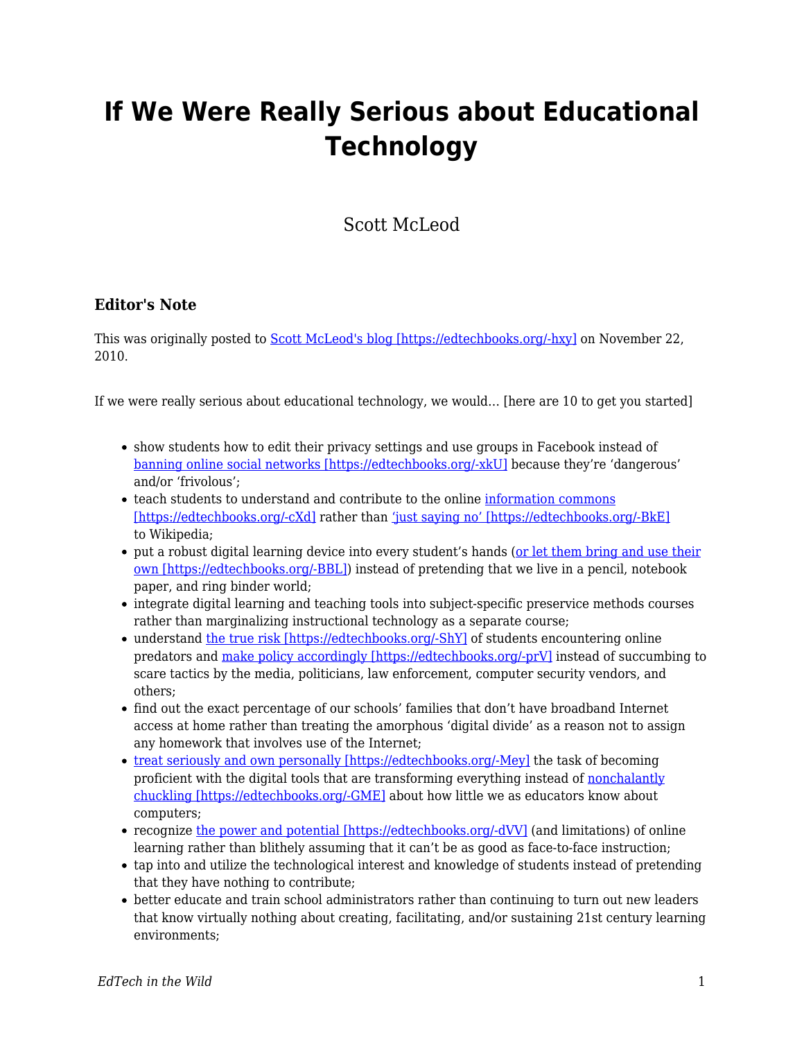# If We Were Really Serious about Educational Technology

Scott McLeod

### Editor's Note

This was originally posted to [Scott McLeod's blog [https://edtechbooks.org/-hxy]](https://edtechbooks.org/-hxy) on November 22, 2010.

If we were really serious about educational technology, we would… [here are 10 to get you started]

- show students how to edit their privacy settings and use groups in Facebook instead of [banning online social networks [https://edtechbooks.org/-xkU]](https://edtechbooks.org/-xkU) because they're 'dangerous' and/or 'frivolous';
- teach students to understand and contribute to the online [information commons [https://edtechbooks.org/-cXd]](https://edtechbooks.org/-cXd) rather than ['just saying no' [https://edtechbooks.org/-BkE]](https://edtechbooks.org/-BkE) to Wikipedia;
- put a robust digital learning device into every student's hands ([or let them bring and use their own [https://edtechbooks.org/-BBL]](https://edtechbooks.org/-BBL)) instead of pretending that we live in a pencil, notebook paper, and ring binder world;
- integrate digital learning and teaching tools into subject-specific preservice methods courses rather than marginalizing instructional technology as a separate course;
- understand [the true risk [https://edtechbooks.org/-ShY]](https://edtechbooks.org/-ShY) of students encountering online predators and [make policy accordingly [https://edtechbooks.org/-prV]](https://edtechbooks.org/-prV) instead of succumbing to scare tactics by the media, politicians, law enforcement, computer security vendors, and others;
- find out the exact percentage of our schools' families that don't have broadband Internet access at home rather than treating the amorphous 'digital divide' as a reason not to assign any homework that involves use of the Internet;
- [treat seriously and own personally [https://edtechbooks.org/-Mey]](https://edtechbooks.org/-Mey) the task of becoming proficient with the digital tools that are transforming everything instead of [nonchalantly chuckling [https://edtechbooks.org/-GME]](https://edtechbooks.org/-GME) about how little we as educators know about computers;
- recognize [the power and potential [https://edtechbooks.org/-dVV]](https://edtechbooks.org/-dVV) (and limitations) of online learning rather than blithely assuming that it can't be as good as face-to-face instruction;
- tap into and utilize the technological interest and knowledge of students instead of pretending that they have nothing to contribute;
- better educate and train school administrators rather than continuing to turn out new leaders that know virtually nothing about creating, facilitating, and/or sustaining 21st century learning environments;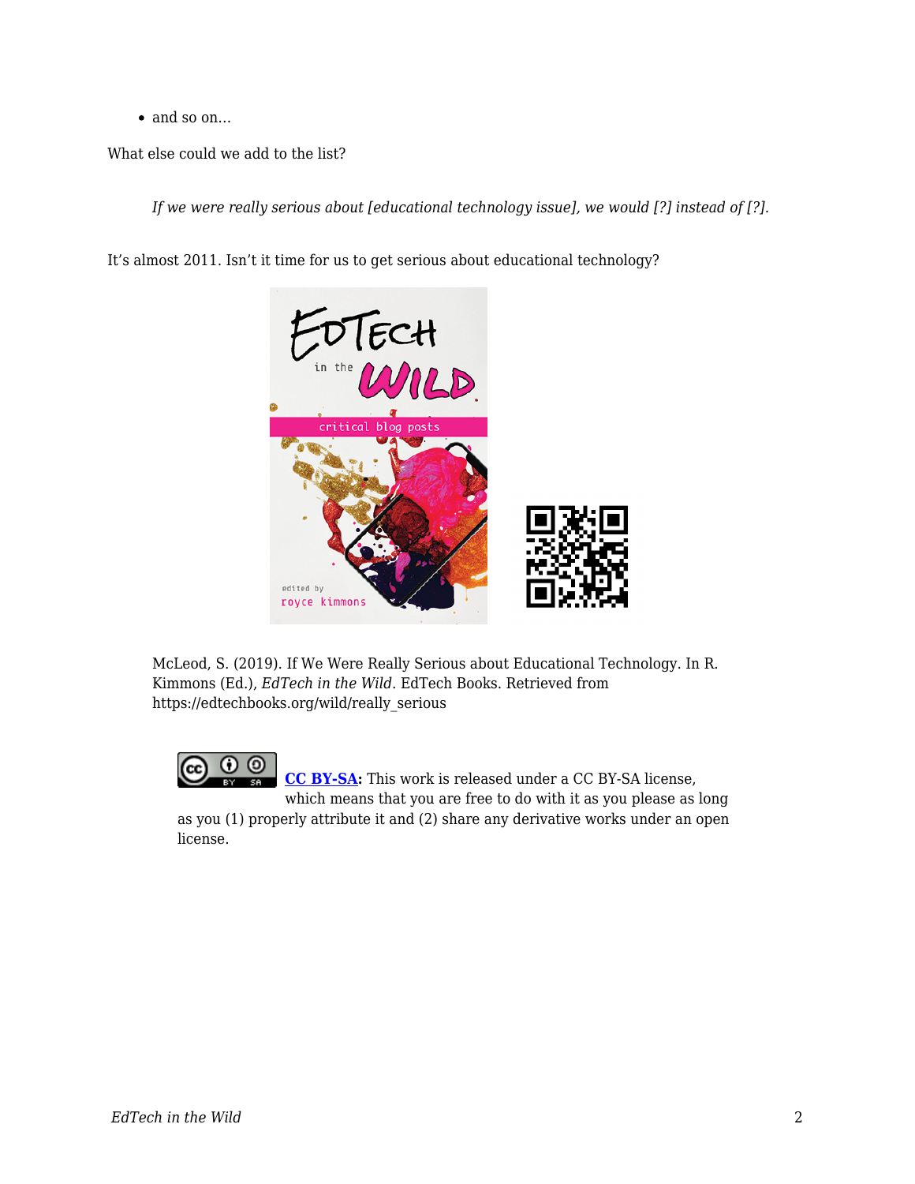- and so on…

What else could we add to the list?

> *If we were really serious about [educational technology issue], we would [?] instead of [?].*

It's almost 2011. Isn't it time for us to get serious about educational technology?

McLeod, S. (2019). If We Were Really Serious about Educational Technology. In R. Kimmons (Ed.), *EdTech in the Wild*. EdTech Books. Retrieved from https://edtechbooks.org/wild/really_serious

**CC BY-SA:** This work is released under a CC BY-SA license, which means that you are free to do with it as you please as long as you (1) properly attribute it and (2) share any derivative works under an open license.